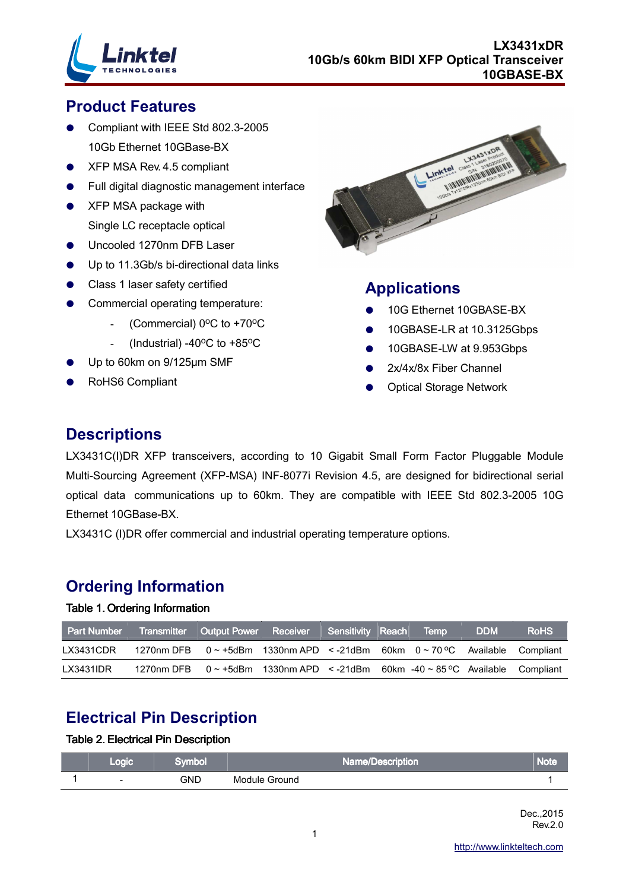# LX3431xDR 10Gb/s 60km BIDI XFP Optical Transceiver 10GBASE-BX

## Product Features

- Compliant with IEEE Std 802.3-2005 10Gb Ethernet 10GBase-BX
- XFP MSA Rev. 4.5 compliant
- Full digital diagnostic management interface
- XFP MSA package with Single LC receptacle optical
- Uncooled 1270nm DFB Laser
- Up to 11.3Gb/s bi-directional data links
- Class 1 laser safety certified
- Commercial operating temperature:
  - (Commercial) 0ºC to +70ºC
  - (Industrial) -40ºC to +85ºC
- Up to 60km on 9/125μm SMF
- RoHS6 Compliant

## Applications

- 10G Ethernet 10GBASE-BX
- 10GBASE-LR at 10.3125Gbps
- 10GBASE-LW at 9.953Gbps
- 2x/4x/8x Fiber Channel
- Optical Storage Network

## Descriptions

LX3431C(I)DR XFP transceivers, according to 10 Gigabit Small Form Factor Pluggable Module Multi-Sourcing Agreement (XFP-MSA) INF-8077i Revision 4.5, are designed for bidirectional serial optical data communications up to 60km. They are compatible with IEEE Std 802.3-2005 10G Ethernet 10GBase-BX.

LX3431C (I)DR offer commercial and industrial operating temperature options.

## Ordering Information

Table 1. Ordering Information

| Part Number | Transmitter | Output Power | Receiver | Sensitivity | Reach | Temp | DDM | RoHS |
|---|---|---|---|---|---|---|---|---|
| LX3431CDR | 1270nm DFB | 0 ~ +5dBm | 1330nm APD | < -21dBm | 60km | 0 ~ 70 ºC | Available | Compliant |
| LX3431IDR | 1270nm DFB | 0 ~ +5dBm | 1330nm APD | < -21dBm | 60km | -40 ~ 85 ºC | Available | Compliant |

## Electrical Pin Description

Table 2. Electrical Pin Description

| | Logic | Symbol | Name/Description | Note |
|---|---|---|---|---|
| 1 | - | GND | Module Ground | 1 |

Dec.,2015
Rev.2.0

http://www.linkteltech.com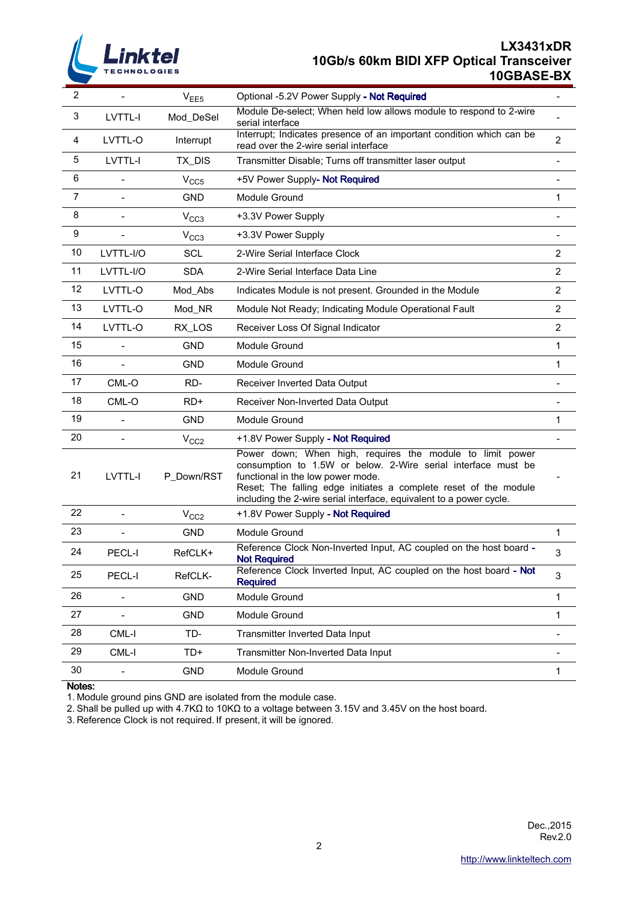| 2 | - | $V_{EE5}$ | Optional -5.2V Power Supply **- Not Required** | - |
|---|---|---|---|---|
| 3 | LVTTL-I | Mod_DeSel | Module De-select; When held low allows module to respond to 2-wire serial interface | - |
| 4 | LVTTL-O | Interrupt | Interrupt; Indicates presence of an important condition which can be read over the 2-wire serial interface | 2 |
| 5 | LVTTL-I | TX_DIS | Transmitter Disable; Turns off transmitter laser output | - |
| 6 | - | $V_{CC5}$ | +5V Power Supply**- Not Required** | - |
| 7 | - | GND | Module Ground | 1 |
| 8 | - | $V_{CC3}$ | +3.3V Power Supply | - |
| 9 | - | $V_{CC3}$ | +3.3V Power Supply | - |
| 10 | LVTTL-I/O | SCL | 2-Wire Serial Interface Clock | 2 |
| 11 | LVTTL-I/O | SDA | 2-Wire Serial Interface Data Line | 2 |
| 12 | LVTTL-O | Mod_Abs | Indicates Module is not present. Grounded in the Module | 2 |
| 13 | LVTTL-O | Mod_NR | Module Not Ready; Indicating Module Operational Fault | 2 |
| 14 | LVTTL-O | RX_LOS | Receiver Loss Of Signal Indicator | 2 |
| 15 | - | GND | Module Ground | 1 |
| 16 | - | GND | Module Ground | 1 |
| 17 | CML-O | RD- | Receiver Inverted Data Output | - |
| 18 | CML-O | RD+ | Receiver Non-Inverted Data Output | - |
| 19 | - | GND | Module Ground | 1 |
| 20 | - | $V_{CC2}$ | +1.8V Power Supply **- Not Required** | - |
| 21 | LVTTL-I | P_Down/RST | Power down; When high, requires the module to limit power consumption to 1.5W or below. 2-Wire serial interface must be functional in the low power mode.<br>Reset; The falling edge initiates a complete reset of the module including the 2-wire serial interface, equivalent to a power cycle. | - |
| 22 | - | $V_{CC2}$ | +1.8V Power Supply **- Not Required** | |
| 23 | - | GND | Module Ground | 1 |
| 24 | PECL-I | RefCLK+ | Reference Clock Non-Inverted Input, AC coupled on the host board **- Not Required** | 3 |
| 25 | PECL-I | RefCLK- | Reference Clock Inverted Input, AC coupled on the host board **- Not Required** | 3 |
| 26 | - | GND | Module Ground | 1 |
| 27 | - | GND | Module Ground | 1 |
| 28 | CML-I | TD- | Transmitter Inverted Data Input | - |
| 29 | CML-I | TD+ | Transmitter Non-Inverted Data Input | - |
| 30 | - | GND | Module Ground | 1 |

**Notes:**

1. Module ground pins GND are isolated from the module case.
2. Shall be pulled up with 4.7KΩ to 10KΩ to a voltage between 3.15V and 3.45V on the host board.
3. Reference Clock is not required. If present, it will be ignored.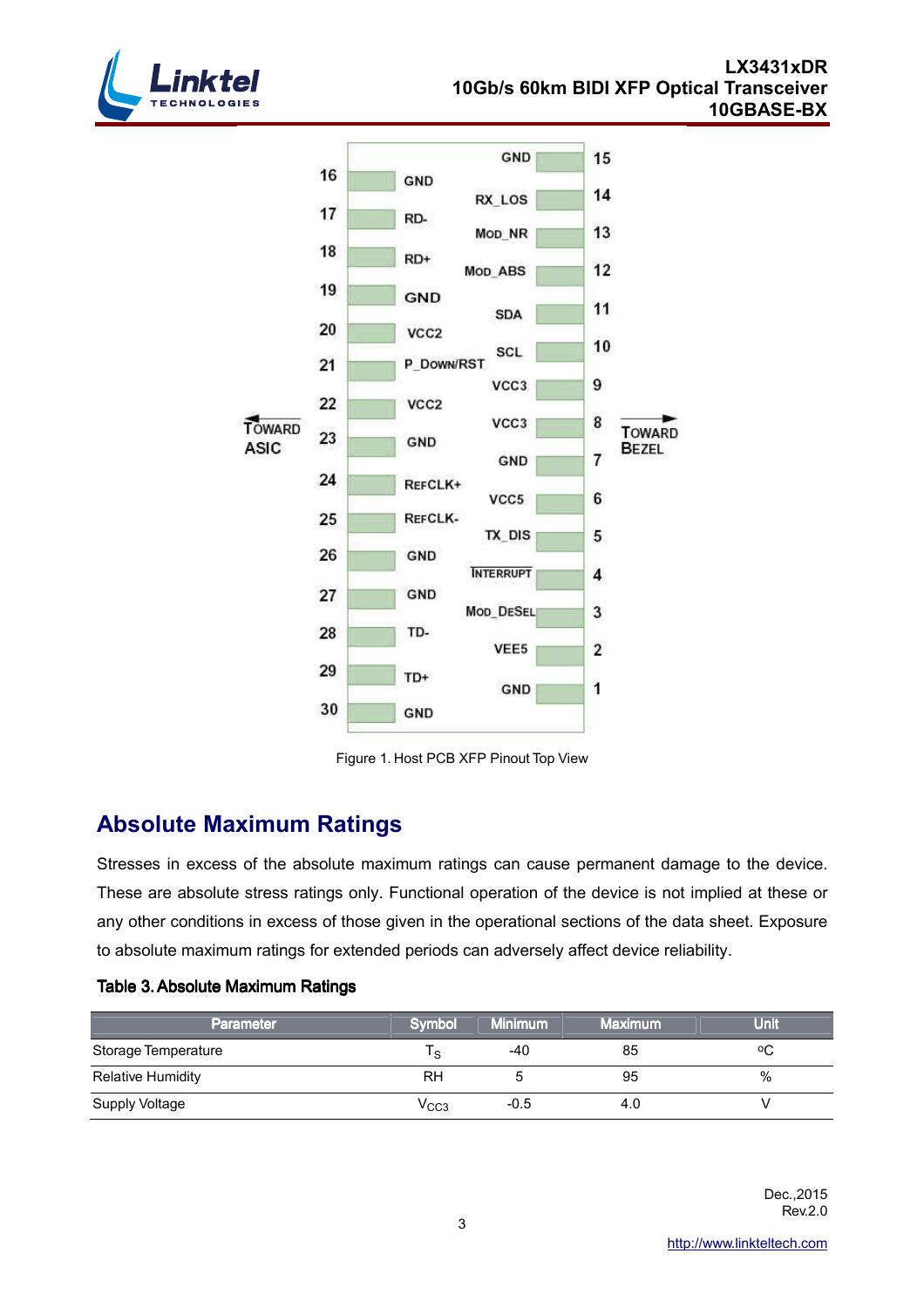| Pin | Signal | Pin | Signal |
|---|---|---|---|
| 16 | GND | 15 | GND |
| 17 | RD- | 14 | RX_LOS |
| 18 | RD+ | 13 | MOD_NR |
| 19 | GND | 12 | MOD_ABS |
| 20 | VCC2 | 11 | SDA |
| 21 | P_DOWN/RST | 10 | SCL |
| 22 | VCC2 | 9 | VCC3 |
| 23 | GND | 8 | VCC3 |
| 24 | REFCLK+ | 7 | GND |
| 25 | REFCLK- | 6 | VCC5 |
| 26 | GND | 5 | TX_DIS |
| 27 | GND | 4 | INTERRUPT |
| 28 | TD- | 3 | MOD_DESEL |
| 29 | TD+ | 2 | VEE5 |
| 30 | GND | 1 | GND |

← TOWARD ASIC TOWARD BEZEL →

Figure 1. Host PCB XFP Pinout Top View

## Absolute Maximum Ratings

Stresses in excess of the absolute maximum ratings can cause permanent damage to the device. These are absolute stress ratings only. Functional operation of the device is not implied at these or any other conditions in excess of those given in the operational sections of the data sheet. Exposure to absolute maximum ratings for extended periods can adversely affect device reliability.

**Table 3. Absolute Maximum Ratings**

| Parameter | Symbol | Minimum | Maximum | Unit |
|---|---|---|---|---|
| Storage Temperature | $T_S$ | -40 | 85 | ºC |
| Relative Humidity | RH | 5 | 95 | % |
| Supply Voltage | $V_{CC3}$ | -0.5 | 4.0 | V |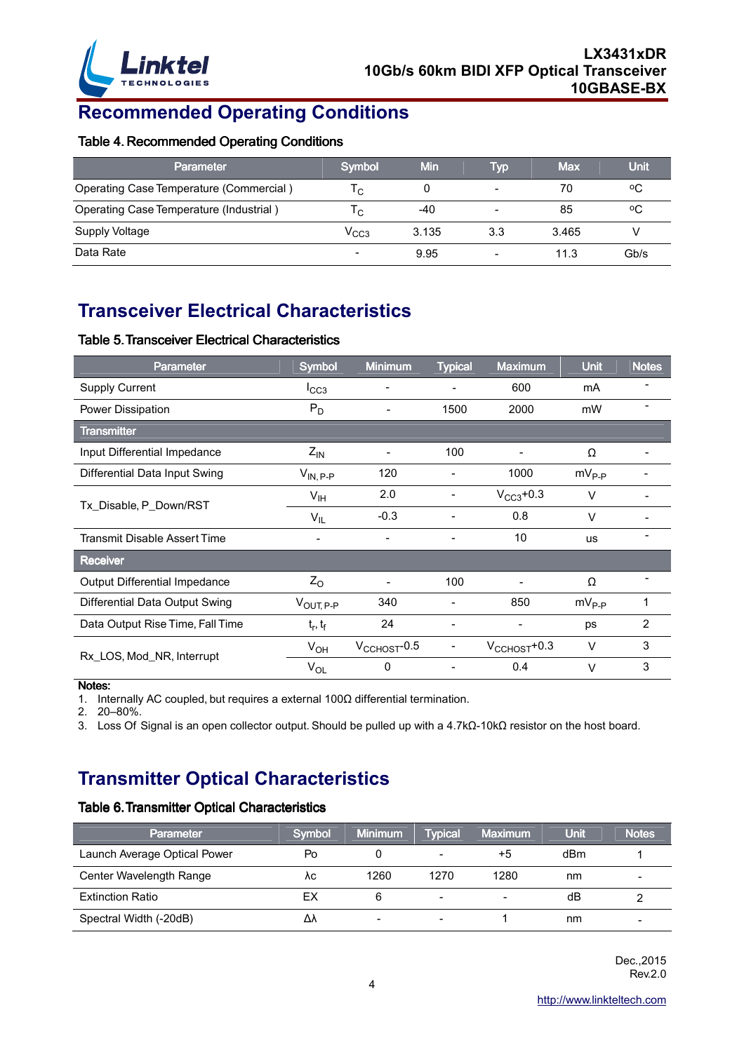# Recommended Operating Conditions

### Table 4. Recommended Operating Conditions

| Parameter | Symbol | Min | Typ | Max | Unit |
|---|---|---|---|---|---|
| Operating Case Temperature (Commercial ) | $T_C$ | 0 | - | 70 | ºC |
| Operating Case Temperature (Industrial ) | $T_C$ | -40 | - | 85 | ºC |
| Supply Voltage | $V_{CC3}$ | 3.135 | 3.3 | 3.465 | V |
| Data Rate | - | 9.95 | - | 11.3 | Gb/s |

# Transceiver Electrical Characteristics

### Table 5. Transceiver Electrical Characteristics

| Parameter | Symbol | Minimum | Typical | Maximum | Unit | Notes |
|---|---|---|---|---|---|---|
| Supply Current | $I_{CC3}$ | - | - | 600 | mA | - |
| Power Dissipation | $P_D$ | - | 1500 | 2000 | mW | - |
| **Transmitter** | | | | | | |
| Input Differential Impedance | $Z_{IN}$ | - | 100 | - | Ω | - |
| Differential Data Input Swing | $V_{IN, P-P}$ | 120 | - | 1000 | $mV_{P-P}$ | - |
| Tx_Disable, P_Down/RST | $V_{IH}$ | 2.0 | - | $V_{CC3}$+0.3 | V | - |
| | $V_{IL}$ | -0.3 | - | 0.8 | V | - |
| Transmit Disable Assert Time | - | - | - | 10 | us | - |
| **Receiver** | | | | | | |
| Output Differential Impedance | $Z_O$ | - | 100 | - | Ω | - |
| Differential Data Output Swing | $V_{OUT, P-P}$ | 340 | - | 850 | $mV_{P-P}$ | 1 |
| Data Output Rise Time, Fall Time | $t_r$, $t_f$ | 24 | - | - | ps | 2 |
| Rx_LOS, Mod_NR, Interrupt | $V_{OH}$ | $V_{CCHOST}$-0.5 | - | $V_{CCHOST}$+0.3 | V | 3 |
| | $V_{OL}$ | 0 | - | 0.4 | V | 3 |

**Notes:**

1. Internally AC coupled, but requires a external 100Ω differential termination.
2. 20–80%.
3. Loss Of Signal is an open collector output. Should be pulled up with a 4.7kΩ-10kΩ resistor on the host board.

# Transmitter Optical Characteristics

### Table 6. Transmitter Optical Characteristics

| Parameter | Symbol | Minimum | Typical | Maximum | Unit | Notes |
|---|---|---|---|---|---|---|
| Launch Average Optical Power | Po | 0 | - | +5 | dBm | 1 |
| Center Wavelength Range | λc | 1260 | 1270 | 1280 | nm | - |
| Extinction Ratio | EX | 6 | - | - | dB | 2 |
| Spectral Width (-20dB) | Δλ | - | - | 1 | nm | - |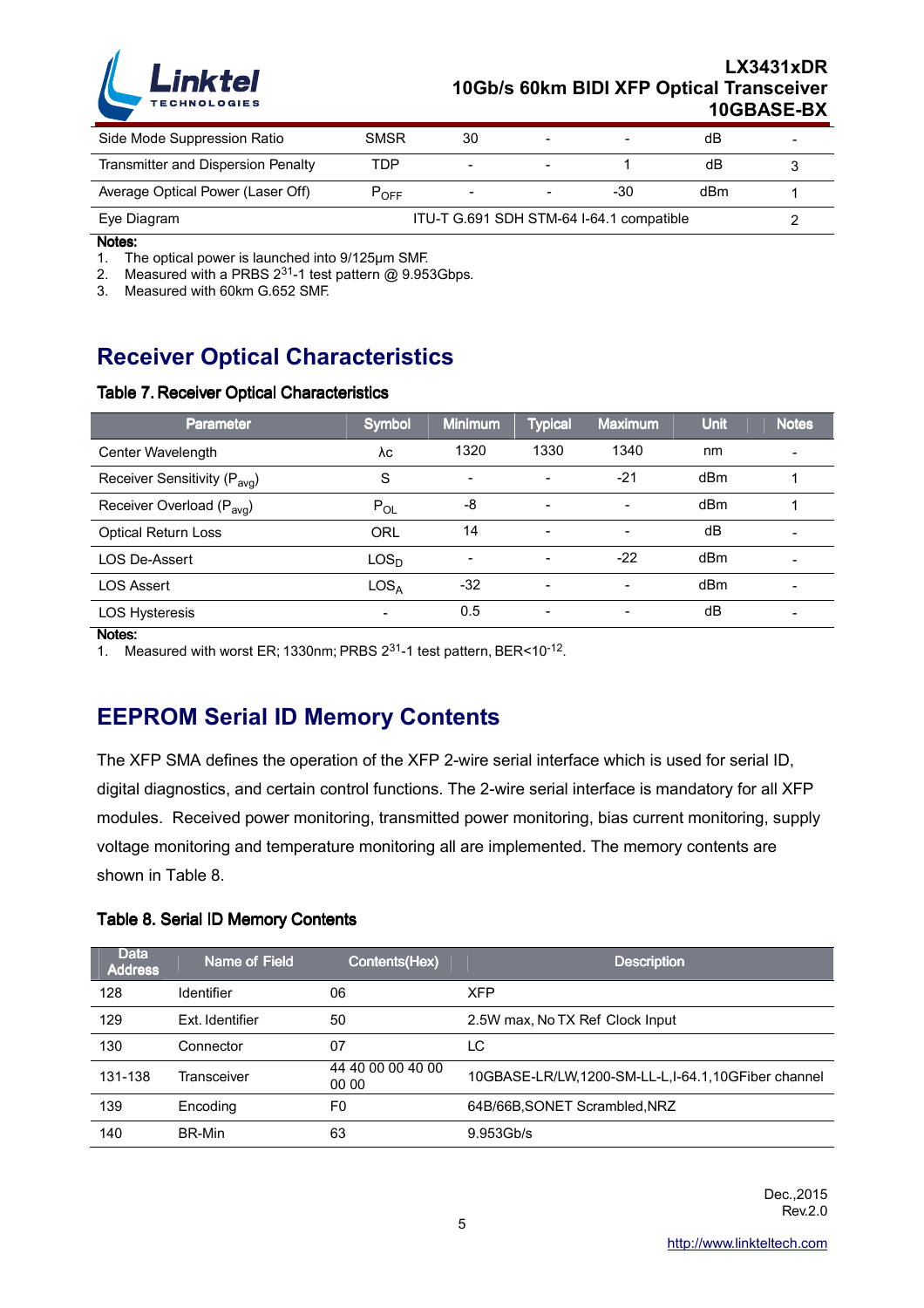| Side Mode Suppression Ratio | SMSR | 30 | - | - | dB | - |
|---|---|---|---|---|---|---|
| Transmitter and Dispersion Penalty | TDP | - | - | 1 | dB | 3 |
| Average Optical Power (Laser Off) | $P_{OFF}$ | - | - | -30 | dBm | 1 |
| Eye Diagram | ITU-T G.691 SDH STM-64 I-64.1 compatible | | | | | 2 |

**Notes:**

1. The optical power is launched into 9/125µm SMF.
2. Measured with a PRBS $2^{31}$-1 test pattern @ 9.953Gbps.
3. Measured with 60km G.652 SMF.

## Receiver Optical Characteristics

**Table 7. Receiver Optical Characteristics**

| Parameter | Symbol | Minimum | Typical | Maximum | Unit | Notes |
|---|---|---|---|---|---|---|
| Center Wavelength | λc | 1320 | 1330 | 1340 | nm | - |
| Receiver Sensitivity ($P_{avg}$) | S | - | - | -21 | dBm | 1 |
| Receiver Overload ($P_{avg}$) | $P_{OL}$ | -8 | - | - | dBm | 1 |
| Optical Return Loss | ORL | 14 | - | - | dB | - |
| LOS De-Assert | $LOS_D$ | - | - | -22 | dBm | - |
| LOS Assert | $LOS_A$ | -32 | - | - | dBm | - |
| LOS Hysteresis | - | 0.5 | - | - | dB | - |

**Notes:**

1. Measured with worst ER; 1330nm; PRBS $2^{31}$-1 test pattern, BER<$10^{-12}$.

## EEPROM Serial ID Memory Contents

The XFP SMA defines the operation of the XFP 2-wire serial interface which is used for serial ID, digital diagnostics, and certain control functions. The 2-wire serial interface is mandatory for all XFP modules. Received power monitoring, transmitted power monitoring, bias current monitoring, supply voltage monitoring and temperature monitoring all are implemented. The memory contents are shown in Table 8.

**Table 8. Serial ID Memory Contents**

| Data Address | Name of Field | Contents(Hex) | Description |
|---|---|---|---|
| 128 | Identifier | 06 | XFP |
| 129 | Ext. Identifier | 50 | 2.5W max, No TX Ref Clock Input |
| 130 | Connector | 07 | LC |
| 131-138 | Transceiver | 44 40 00 00 40 00 00 00 | 10GBASE-LR/LW,1200-SM-LL-L,I-64.1,10GFiber channel |
| 139 | Encoding | F0 | 64B/66B,SONET Scrambled,NRZ |
| 140 | BR-Min | 63 | 9.953Gb/s |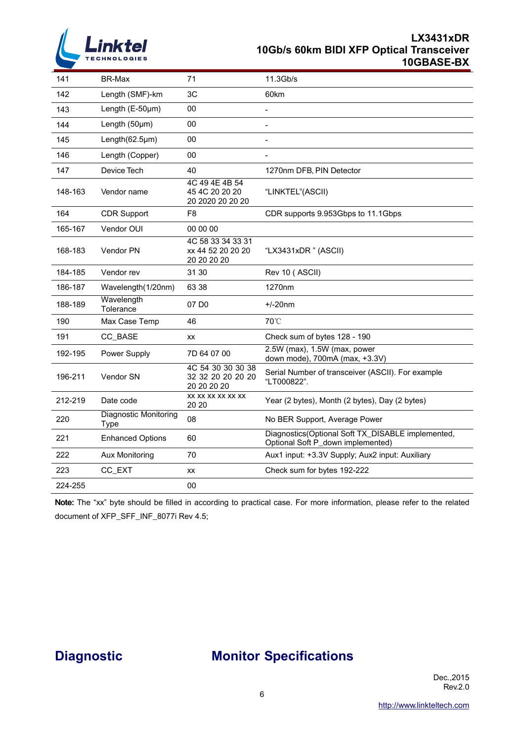| 141 | BR-Max | 71 | 11.3Gb/s |
|---|---|---|---|
| 142 | Length (SMF)-km | 3C | 60km |
| 143 | Length (E-50μm) | 00 | - |
| 144 | Length (50μm) | 00 | - |
| 145 | Length(62.5μm) | 00 | - |
| 146 | Length (Copper) | 00 | - |
| 147 | Device Tech | 40 | 1270nm DFB, PIN Detector |
| 148-163 | Vendor name | 4C 49 4E 4B 54 45 4C 20 20 20 20 2020 20 20 20 | "LINKTEL"(ASCII) |
| 164 | CDR Support | F8 | CDR supports 9.953Gbps to 11.1Gbps |
| 165-167 | Vendor OUI | 00 00 00 | |
| 168-183 | Vendor PN | 4C 58 33 34 33 31 xx 44 52 20 20 20 20 20 20 20 | "LX3431xDR " (ASCII) |
| 184-185 | Vendor rev | 31 30 | Rev 10 ( ASCII) |
| 186-187 | Wavelength(1/20nm) | 63 38 | 1270nm |
| 188-189 | Wavelength Tolerance | 07 D0 | +/-20nm |
| 190 | Max Case Temp | 46 | 70℃ |
| 191 | CC_BASE | xx | Check sum of bytes 128 - 190 |
| 192-195 | Power Supply | 7D 64 07 00 | 2.5W (max), 1.5W (max, power down mode), 700mA (max, +3.3V) |
| 196-211 | Vendor SN | 4C 54 30 30 30 38 32 32 20 20 20 20 20 20 20 20 | Serial Number of transceiver (ASCII). For example "LT000822". |
| 212-219 | Date code | xx xx xx xx xx xx 20 20 | Year (2 bytes), Month (2 bytes), Day (2 bytes) |
| 220 | Diagnostic Monitoring Type | 08 | No BER Support, Average Power |
| 221 | Enhanced Options | 60 | Diagnostics(Optional Soft TX_DISABLE implemented, Optional Soft P_down implemented) |
| 222 | Aux Monitoring | 70 | Aux1 input: +3.3V Supply; Aux2 input: Auxiliary |
| 223 | CC_EXT | xx | Check sum for bytes 192-222 |
| 224-255 | | 00 | |

**Note:** The "xx" byte should be filled in according to practical case. For more information, please refer to the related document of XFP_SFF_INF_8077i Rev 4.5;

## Diagnostic Monitor Specifications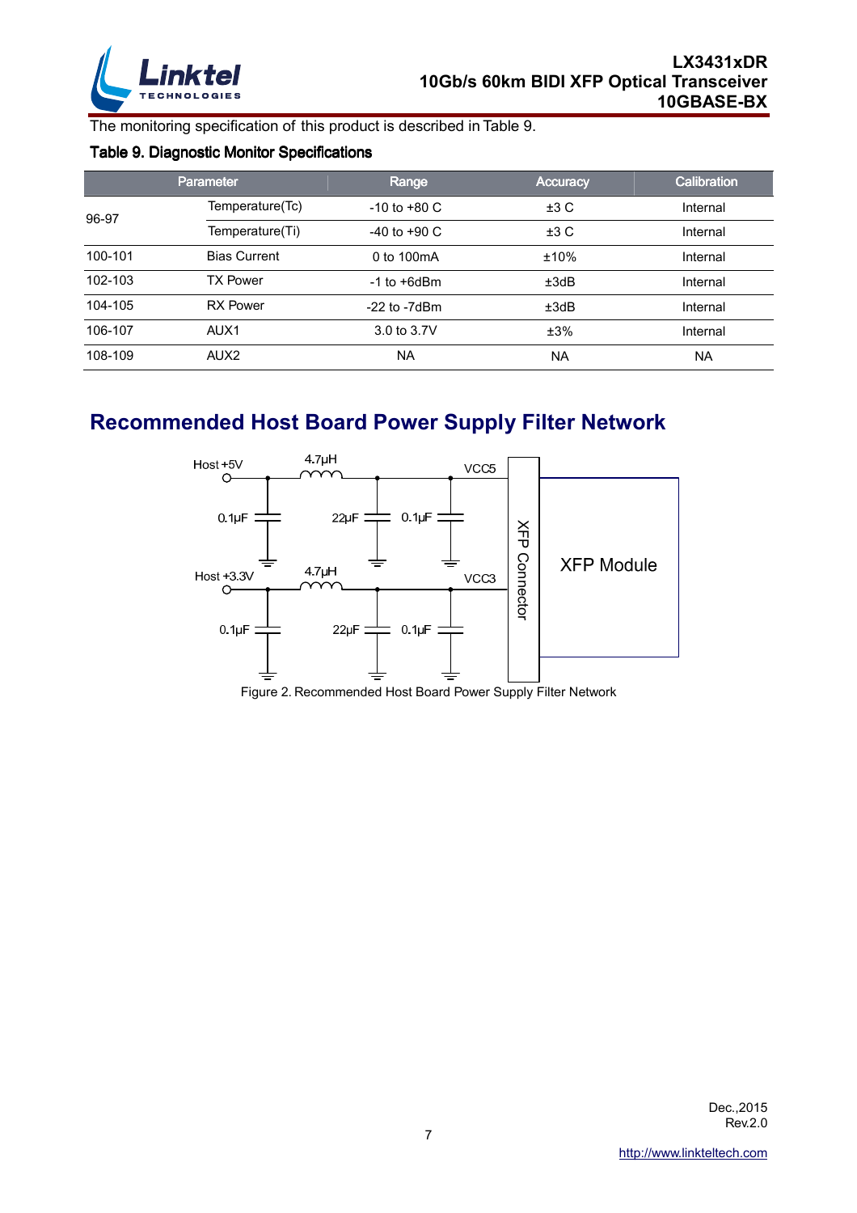The monitoring specification of this product is described in Table 9.

**Table 9. Diagnostic Monitor Specifications**

| Parameter | | Range | Accuracy | Calibration |
|---|---|---|---|---|
| 96-97 | Temperature(Tc) | -10 to +80 C | ±3 C | Internal |
| | Temperature(Ti) | -40 to +90 C | ±3 C | Internal |
| 100-101 | Bias Current | 0 to 100mA | ±10% | Internal |
| 102-103 | TX Power | -1 to +6dBm | ±3dB | Internal |
| 104-105 | RX Power | -22 to -7dBm | ±3dB | Internal |
| 106-107 | AUX1 | 3.0 to 3.7V | ±3% | Internal |
| 108-109 | AUX2 | NA | NA | NA |

## Recommended Host Board Power Supply Filter Network

Host +5V, 4.7μH, VCC5, 0.1μF, 22μF, 0.1μF, Host +3.3V, 4.7μH, VCC3, 0.1μF, 22μF, 0.1μF, XFP Connector, XFP Module

Figure 2. Recommended Host Board Power Supply Filter Network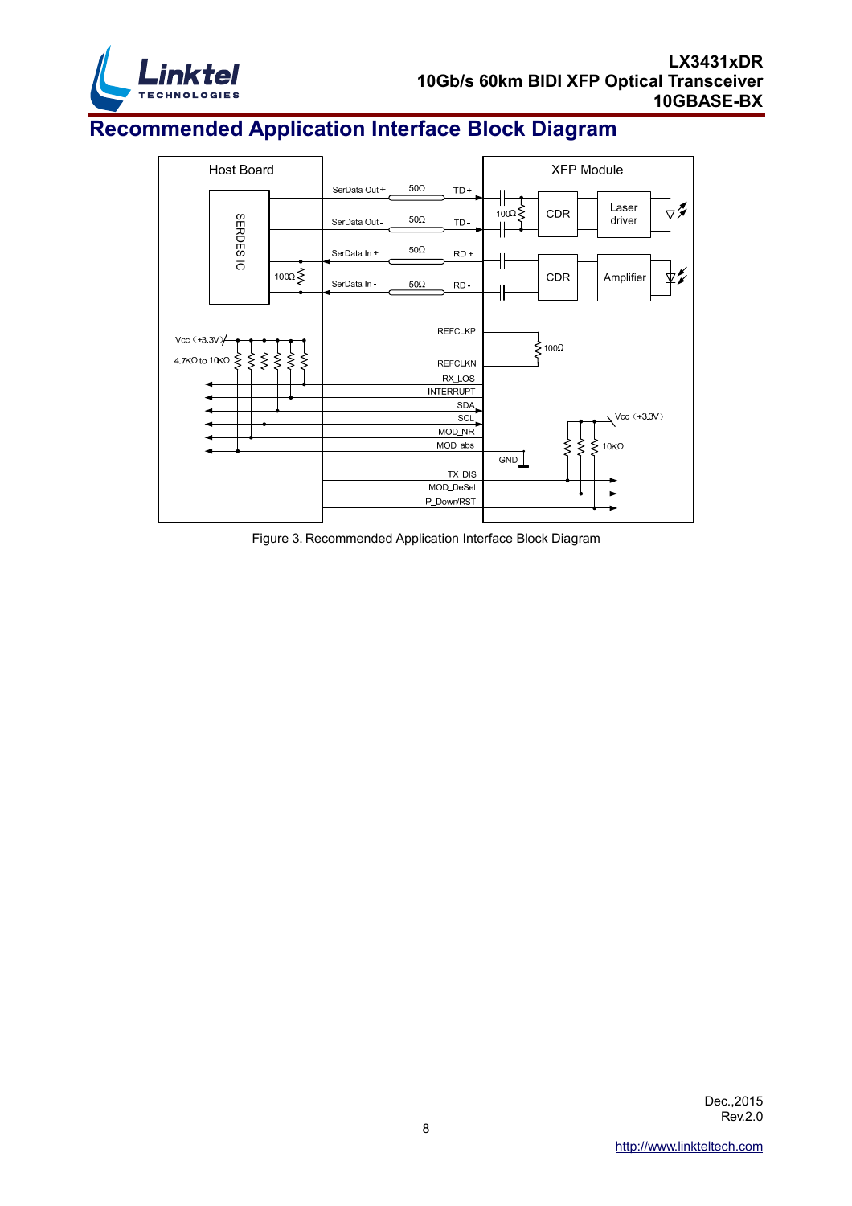## Recommended Application Interface Block Diagram

Figure 3. Recommended Application Interface Block Diagram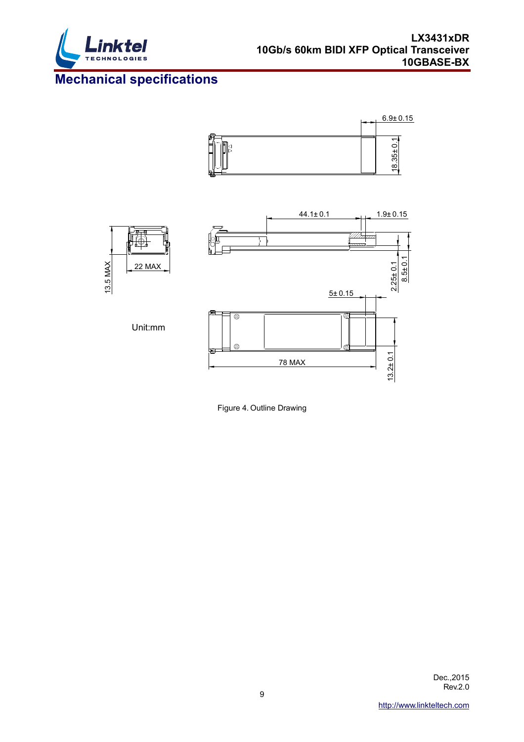# Mechanical specifications

Figure 4. Outline Drawing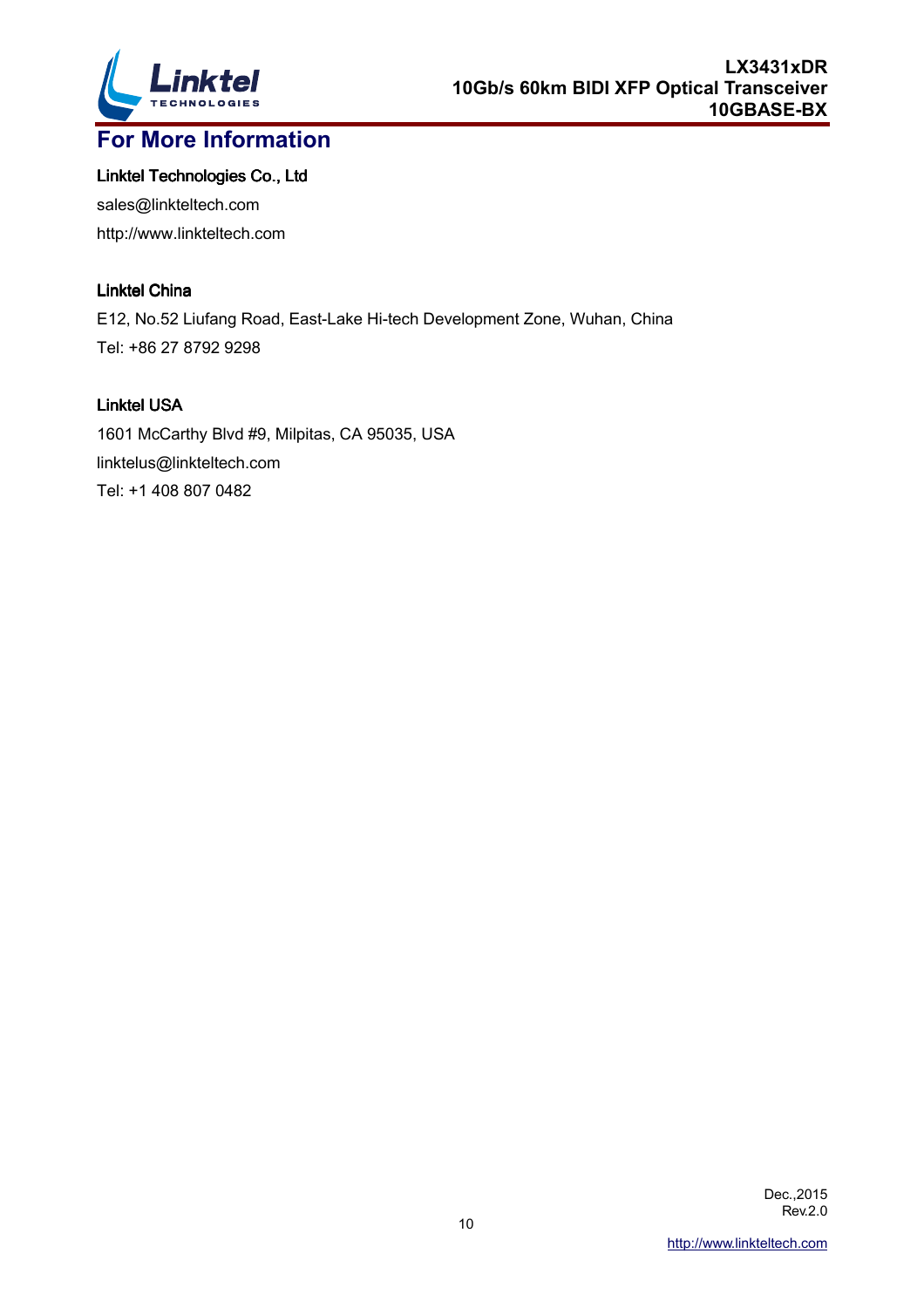## For More Information

**Linktel Technologies Co., Ltd**

sales@linkteltech.com

http://www.linkteltech.com

**Linktel China**

E12, No.52 Liufang Road, East-Lake Hi-tech Development Zone, Wuhan, China

Tel: +86 27 8792 9298

**Linktel USA**

1601 McCarthy Blvd #9, Milpitas, CA 95035, USA

linktelus@linkteltech.com

Tel: +1 408 807 0482